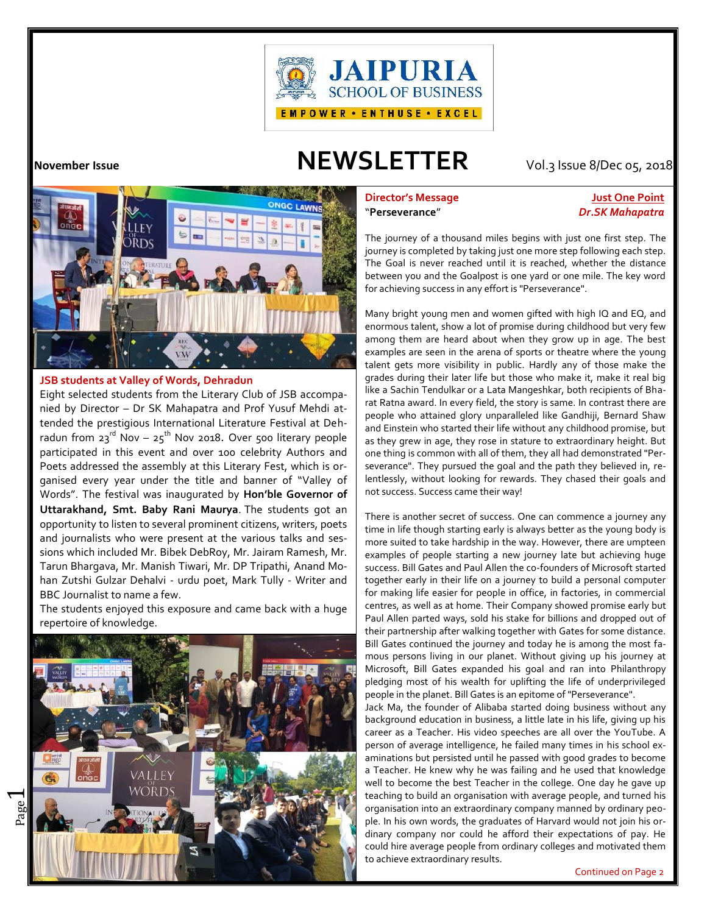**JAIPURIA SCHOOL OF BUSINESS**

EMPOWER • ENTHUSE • EXCEL

**November Issue**

# NEWSLETTER

Vol.3 Issue 8/Dec 05, 2018

## JSB students at Valley of Words, Dehradun

Eight selected students from the Literary Club of JSB accompanied by Director – Dr SK Mahapatra and Prof Yusuf Mehdi attended the prestigious International Literature Festival at Dehradun from 23rd Nov – 25th Nov 2018. Over 500 literary people participated in this event and over 100 celebrity Authors and Poets addressed the assembly at this Literary Fest, which is organised every year under the title and banner of "Valley of Words". The festival was inaugurated by **Hon'ble Governor of Uttarakhand, Smt. Baby Rani Maurya**. The students got an opportunity to listen to several prominent citizens, writers, poets and journalists who were present at the various talks and sessions which included Mr. Bibek DebRoy, Mr. Jairam Ramesh, Mr. Tarun Bhargava, Mr. Manish Tiwari, Mr. DP Tripathi, Anand Mohan Zutshi Gulzar Dehalvi - urdu poet, Mark Tully - Writer and BBC Journalist to name a few.

The students enjoyed this exposure and came back with a huge repertoire of knowledge.

## Director's Message

**"Perseverance"**

**Just One Point**

***Dr.SK Mahapatra***

The journey of a thousand miles begins with just one first step. The journey is completed by taking just one more step following each step. The Goal is never reached until it is reached, whether the distance between you and the Goalpost is one yard or one mile. The key word for achieving success in any effort is "Perseverance".

Many bright young men and women gifted with high IQ and EQ, and enormous talent, show a lot of promise during childhood but very few among them are heard about when they grow up in age. The best examples are seen in the arena of sports or theatre where the young talent gets more visibility in public. Hardly any of those make the grades during their later life but those who make it, make it real big like a Sachin Tendulkar or a Lata Mangeshkar, both recipients of Bharat Ratna award. In every field, the story is same. In contrast there are people who attained glory unparalleled like Gandhiji, Bernard Shaw and Einstein who started their life without any childhood promise, but as they grew in age, they rose in stature to extraordinary height. But one thing is common with all of them, they all had demonstrated "Perseverance". They pursued the goal and the path they believed in, relentlessly, without looking for rewards. They chased their goals and not success. Success came their way!

There is another secret of success. One can commence a journey any time in life though starting early is always better as the young body is more suited to take hardship in the way. However, there are umpteen examples of people starting a new journey late but achieving huge success. Bill Gates and Paul Allen the co-founders of Microsoft started together early in their life on a journey to build a personal computer for making life easier for people in office, in factories, in commercial centres, as well as at home. Their Company showed promise early but Paul Allen parted ways, sold his stake for billions and dropped out of their partnership after walking together with Gates for some distance. Bill Gates continued the journey and today he is among the most famous persons living in our planet. Without giving up his journey at Microsoft, Bill Gates expanded his goal and ran into Philanthropy pledging most of his wealth for uplifting the life of underprivileged people in the planet. Bill Gates is an epitome of "Perseverance".

Jack Ma, the founder of Alibaba started doing business without any background education in business, a little late in his life, giving up his career as a Teacher. His video speeches are all over the YouTube. A person of average intelligence, he failed many times in his school examinations but persisted until he passed with good grades to become a Teacher. He knew why he was failing and he used that knowledge well to become the best Teacher in the college. One day he gave up teaching to build an organisation with average people, and turned his organisation into an extraordinary company manned by ordinary people. In his own words, the graduates of Harvard would not join his ordinary company nor could he afford their expectations of pay. He could hire average people from ordinary colleges and motivated them to achieve extraordinary results.

Continued on Page 2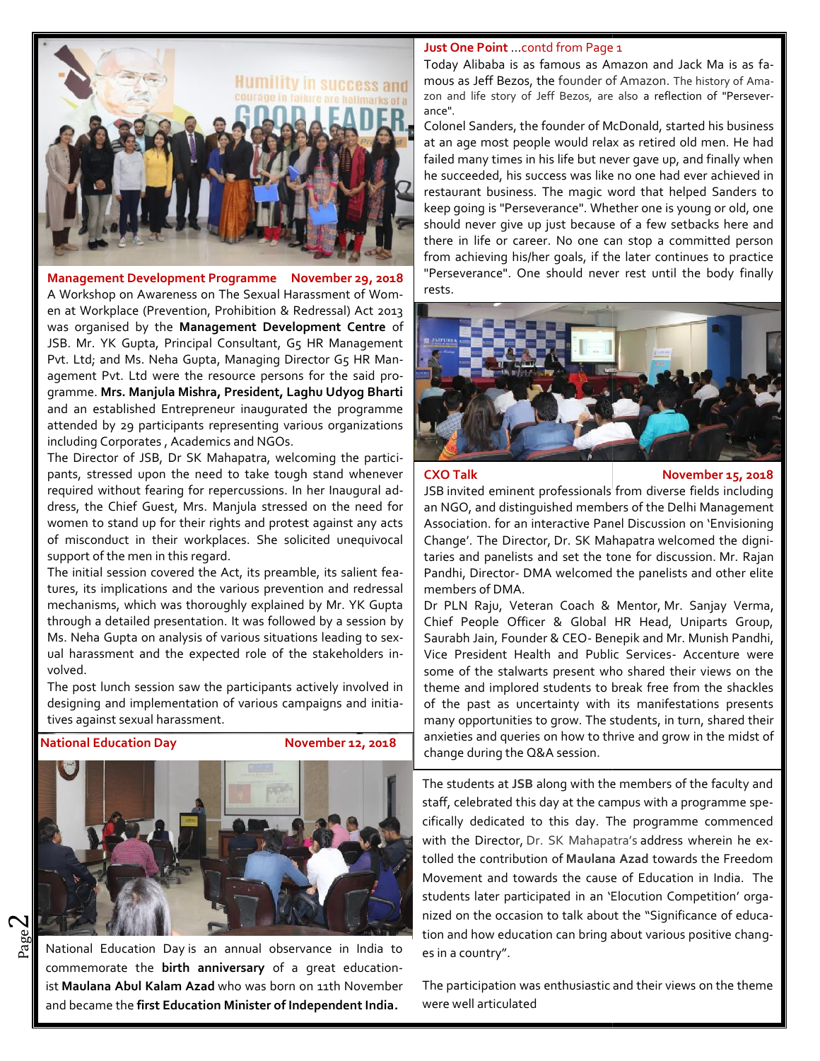**Management Development Programme November 29, 2018**

A Workshop on Awareness on The Sexual Harassment of Women at Workplace (Prevention, Prohibition & Redressal) Act 2013 was organised by the **Management Development Centre** of JSB. Mr. YK Gupta, Principal Consultant, G5 HR Management Pvt. Ltd; and Ms. Neha Gupta, Managing Director G5 HR Management Pvt. Ltd were the resource persons for the said programme. **Mrs. Manjula Mishra, President, Laghu Udyog Bharti** and an established Entrepreneur inaugurated the programme attended by 29 participants representing various organizations including Corporates , Academics and NGOs.

The Director of JSB, Dr SK Mahapatra, welcoming the participants, stressed upon the need to take tough stand whenever required without fearing for repercussions. In her Inaugural address, the Chief Guest, Mrs. Manjula stressed on the need for women to stand up for their rights and protest against any acts of misconduct in their workplaces. She solicited unequivocal support of the men in this regard.

The initial session covered the Act, its preamble, its salient features, its implications and the various prevention and redressal mechanisms, which was thoroughly explained by Mr. YK Gupta through a detailed presentation. It was followed by a session by Ms. Neha Gupta on analysis of various situations leading to sexual harassment and the expected role of the stakeholders involved.

The post lunch session saw the participants actively involved in designing and implementation of various campaigns and initiatives against sexual harassment.

**National Education Day November 12, 2018**

National Education Day is an annual observance in India to commemorate the **birth anniversary** of a great educationist **Maulana Abul Kalam Azad** who was born on 11th November and became the **first Education Minister of Independent India.**

The students at **JSB** along with the members of the faculty and staff, celebrated this day at the campus with a programme specifically dedicated to this day. The programme commenced with the Director, Dr. SK Mahapatra's address wherein he extolled the contribution of **Maulana Azad** towards the Freedom Movement and towards the cause of Education in India. The students later participated in an 'Elocution Competition' organized on the occasion to talk about the "Significance of education and how education can bring about various positive changes in a country".

The participation was enthusiastic and their views on the theme were well articulated

**Just One Point** ...contd from Page 1

Today Alibaba is as famous as Amazon and Jack Ma is as famous as Jeff Bezos, the founder of Amazon. The history of Amazon and life story of Jeff Bezos, are also a reflection of "Perseverance".

Colonel Sanders, the founder of McDonald, started his business at an age most people would relax as retired old men. He had failed many times in his life but never gave up, and finally when he succeeded, his success was like no one had ever achieved in restaurant business. The magic word that helped Sanders to keep going is "Perseverance". Whether one is young or old, one should never give up just because of a few setbacks here and there in life or career. No one can stop a committed person from achieving his/her goals, if the later continues to practice "Perseverance". One should never rest until the body finally rests.

**CXO Talk November 15, 2018**

JSB invited eminent professionals from diverse fields including an NGO, and distinguished members of the Delhi Management Association. for an interactive Panel Discussion on 'Envisioning Change'. The Director, Dr. SK Mahapatra welcomed the dignitaries and panelists and set the tone for discussion. Mr. Rajan Pandhi, Director- DMA welcomed the panelists and other elite members of DMA.

Dr PLN Raju, Veteran Coach & Mentor, Mr. Sanjay Verma, Chief People Officer & Global HR Head, Uniparts Group, Saurabh Jain, Founder & CEO- Benepik and Mr. Munish Pandhi, Vice President Health and Public Services- Accenture were some of the stalwarts present who shared their views on the theme and implored students to break free from the shackles of the past as uncertainty with its manifestations presents many opportunities to grow. The students, in turn, shared their anxieties and queries on how to thrive and grow in the midst of change during the Q&A session.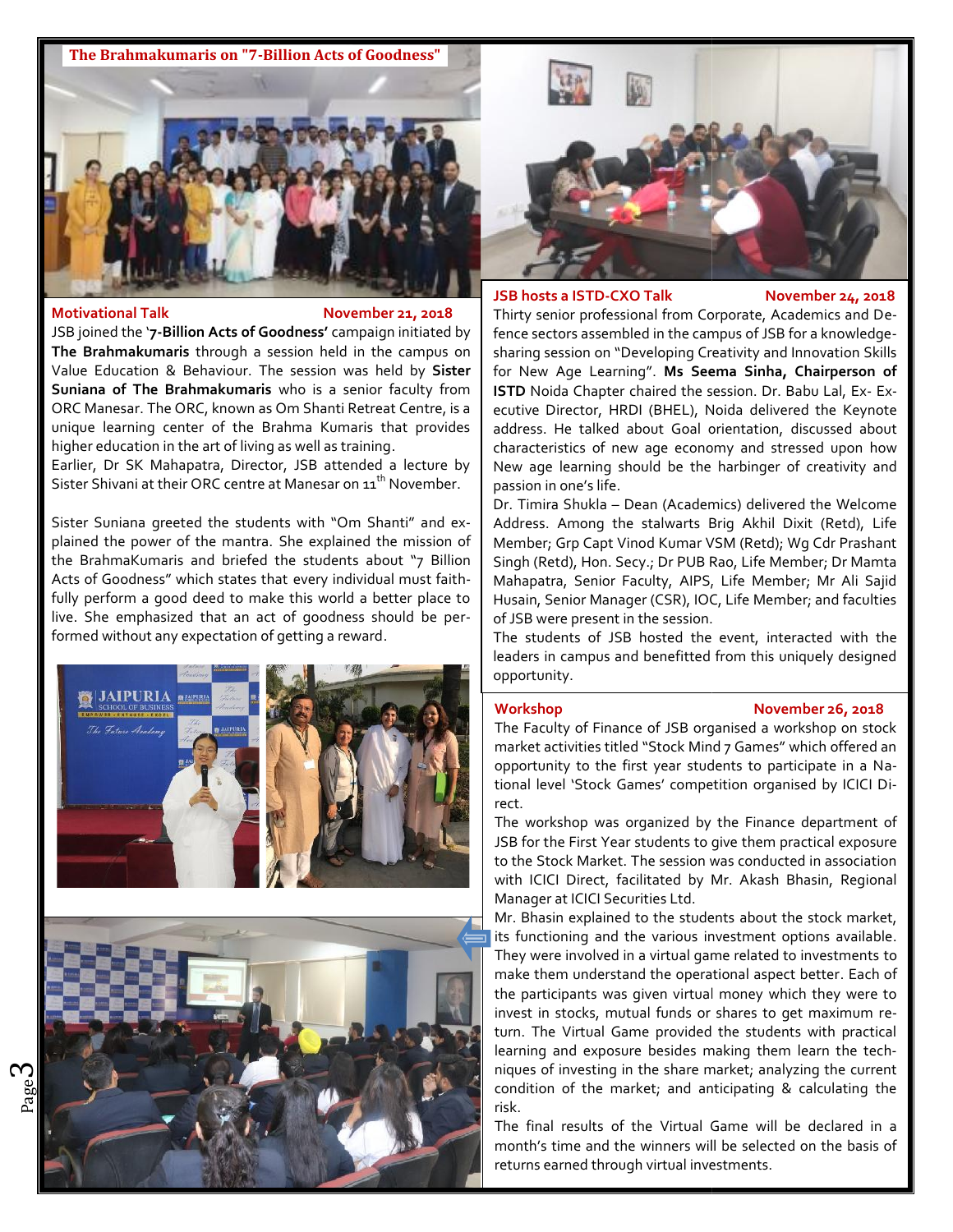**The Brahmakumaris on "7-Billion Acts of Goodness"**

## Motivational Talk — November 21, 2018

JSB joined the '**7-Billion Acts of Goodness'** campaign initiated by **The Brahmakumaris** through a session held in the campus on Value Education & Behaviour. The session was held by **Sister Suniana of The Brahmakumaris** who is a senior faculty from ORC Manesar. The ORC, known as Om Shanti Retreat Centre, is a unique learning center of the Brahma Kumaris that provides higher education in the art of living as well as training.

Earlier, Dr SK Mahapatra, Director, JSB attended a lecture by Sister Shivani at their ORC centre at Manesar on 11th November.

Sister Suniana greeted the students with "Om Shanti" and explained the power of the mantra. She explained the mission of the BrahmaKumaris and briefed the students about "7 Billion Acts of Goodness" which states that every individual must faithfully perform a good deed to make this world a better place to live. She emphasized that an act of goodness should be performed without any expectation of getting a reward.

## JSB hosts a ISTD-CXO Talk — November 24, 2018

Thirty senior professional from Corporate, Academics and Defence sectors assembled in the campus of JSB for a knowledge-sharing session on "Developing Creativity and Innovation Skills for New Age Learning". **Ms Seema Sinha, Chairperson of ISTD** Noida Chapter chaired the session. Dr. Babu Lal, Ex- Executive Director, HRDI (BHEL), Noida delivered the Keynote address. He talked about Goal orientation, discussed about characteristics of new age economy and stressed upon how New age learning should be the harbinger of creativity and passion in one's life.

Dr. Timira Shukla – Dean (Academics) delivered the Welcome Address. Among the stalwarts Brig Akhil Dixit (Retd), Life Member; Grp Capt Vinod Kumar VSM (Retd); Wg Cdr Prashant Singh (Retd), Hon. Secy.; Dr PUB Rao, Life Member; Dr Mamta Mahapatra, Senior Faculty, AIPS, Life Member; Mr Ali Sajid Husain, Senior Manager (CSR), IOC, Life Member; and faculties of JSB were present in the session.

The students of JSB hosted the event, interacted with the leaders in campus and benefitted from this uniquely designed opportunity.

## Workshop — November 26, 2018

The Faculty of Finance of JSB organised a workshop on stock market activities titled "Stock Mind 7 Games" which offered an opportunity to the first year students to participate in a National level 'Stock Games' competition organised by ICICI Direct.

The workshop was organized by the Finance department of JSB for the First Year students to give them practical exposure to the Stock Market. The session was conducted in association with ICICI Direct, facilitated by Mr. Akash Bhasin, Regional Manager at ICICI Securities Ltd.

Mr. Bhasin explained to the students about the stock market, its functioning and the various investment options available. They were involved in a virtual game related to investments to make them understand the operational aspect better. Each of the participants was given virtual money which they were to invest in stocks, mutual funds or shares to get maximum return. The Virtual Game provided the students with practical learning and exposure besides making them learn the techniques of investing in the share market; analyzing the current condition of the market; and anticipating & calculating the risk.

The final results of the Virtual Game will be declared in a month's time and the winners will be selected on the basis of returns earned through virtual investments.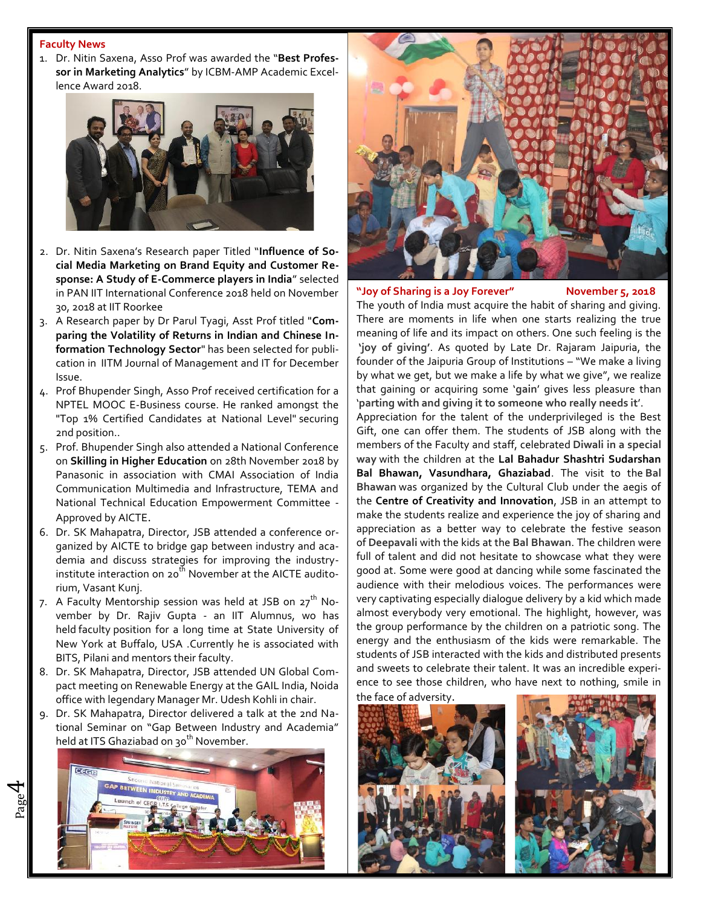## Faculty News

1. Dr. Nitin Saxena, Asso Prof was awarded the "**Best Professor in Marketing Analytics**" by ICBM-AMP Academic Excellence Award 2018.
2. Dr. Nitin Saxena's Research paper Titled "**Influence of Social Media Marketing on Brand Equity and Customer Response: A Study of E-Commerce players in India**" selected in PAN IIT International Conference 2018 held on November 30, 2018 at IIT Roorkee
3. A Research paper by Dr Parul Tyagi, Asst Prof titled "**Comparing the Volatility of Returns in Indian and Chinese Information Technology Sector**" has been selected for publication in IITM Journal of Management and IT for December Issue.
4. Prof Bhupender Singh, Asso Prof received certification for a NPTEL MOOC E-Business course. He ranked amongst the "Top 1% Certified Candidates at National Level" securing 2nd position..
5. Prof. Bhupender Singh also attended a National Conference on **Skilling in Higher Education** on 28th November 2018 by Panasonic in association with CMAI Association of India Communication Multimedia and Infrastructure, TEMA and National Technical Education Empowerment Committee - Approved by AICTE.
6. Dr. SK Mahapatra, Director, JSB attended a conference organized by AICTE to bridge gap between industry and academia and discuss strategies for improving the industry-institute interaction on 20th November at the AICTE auditorium, Vasant Kunj.
7. A Faculty Mentorship session was held at JSB on 27th November by Dr. Rajiv Gupta - an IIT Alumnus, wo has held faculty position for a long time at State University of New York at Buffalo, USA .Currently he is associated with BITS, Pilani and mentors their faculty.
8. Dr. SK Mahapatra, Director, JSB attended UN Global Compact meeting on Renewable Energy at the GAIL India, Noida office with legendary Manager Mr. Udesh Kohli in chair.
9. Dr. SK Mahapatra, Director delivered a talk at the 2nd National Seminar on "Gap Between Industry and Academia" held at ITS Ghaziabad on 30th November.

**"Joy of Sharing is a Joy Forever"** **November 5, 2018**

The youth of India must acquire the habit of sharing and giving. There are moments in life when one starts realizing the true meaning of life and its impact on others. One such feeling is the **'joy of giving'**. As quoted by Late Dr. Rajaram Jaipuria, the founder of the Jaipuria Group of Institutions – "We make a living by what we get, but we make a life by what we give", we realize that gaining or acquiring some '**gain**' gives less pleasure than '**parting with and giving it to someone who really needs it**'.

Appreciation for the talent of the underprivileged is the Best Gift, one can offer them. The students of JSB along with the members of the Faculty and staff, celebrated **Diwali in a special way** with the children at the **Lal Bahadur Shashtri Sudarshan Bal Bhawan, Vasundhara, Ghaziabad**. The visit to the **Bal Bhawan** was organized by the Cultural Club under the aegis of the **Centre of Creativity and Innovation**, JSB in an attempt to make the students realize and experience the joy of sharing and appreciation as a better way to celebrate the festive season of **Deepavali** with the kids at the **Bal Bhawan**. The children were full of talent and did not hesitate to showcase what they were good at. Some were good at dancing while some fascinated the audience with their melodious voices. The performances were very captivating especially dialogue delivery by a kid which made almost everybody very emotional. The highlight, however, was the group performance by the children on a patriotic song. The energy and the enthusiasm of the kids were remarkable. The students of JSB interacted with the kids and distributed presents and sweets to celebrate their talent. It was an incredible experience to see those children, who have next to nothing, smile in the face of adversity.